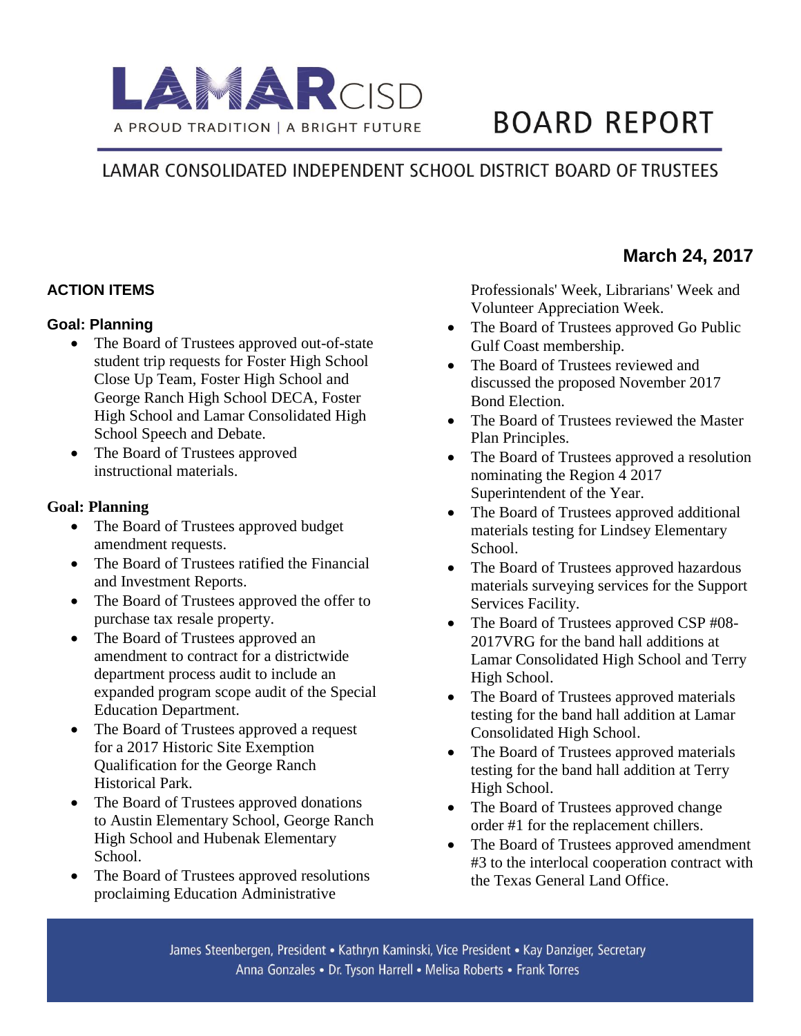# LAMAR CISD

A PROUD TRADITION | A BRIGHT FUTURE

# BOARD REPORT

## LAMAR CONSOLIDATED INDEPENDENT SCHOOL DISTRICT BOARD OF TRUSTEES

**March 24, 2017**

### ACTION ITEMS

#### Goal: Planning

- The Board of Trustees approved out-of-state student trip requests for Foster High School Close Up Team, Foster High School and George Ranch High School DECA, Foster High School and Lamar Consolidated High School Speech and Debate.
- The Board of Trustees approved instructional materials.

#### Goal: Planning

- The Board of Trustees approved budget amendment requests.
- The Board of Trustees ratified the Financial and Investment Reports.
- The Board of Trustees approved the offer to purchase tax resale property.
- The Board of Trustees approved an amendment to contract for a districtwide department process audit to include an expanded program scope audit of the Special Education Department.
- The Board of Trustees approved a request for a 2017 Historic Site Exemption Qualification for the George Ranch Historical Park.
- The Board of Trustees approved donations to Austin Elementary School, George Ranch High School and Hubenak Elementary School.
- The Board of Trustees approved resolutions proclaiming Education Administrative Professionals' Week, Librarians' Week and Volunteer Appreciation Week.
- The Board of Trustees approved Go Public Gulf Coast membership.
- The Board of Trustees reviewed and discussed the proposed November 2017 Bond Election.
- The Board of Trustees reviewed the Master Plan Principles.
- The Board of Trustees approved a resolution nominating the Region 4 2017 Superintendent of the Year.
- The Board of Trustees approved additional materials testing for Lindsey Elementary School.
- The Board of Trustees approved hazardous materials surveying services for the Support Services Facility.
- The Board of Trustees approved CSP #08-2017VRG for the band hall additions at Lamar Consolidated High School and Terry High School.
- The Board of Trustees approved materials testing for the band hall addition at Lamar Consolidated High School.
- The Board of Trustees approved materials testing for the band hall addition at Terry High School.
- The Board of Trustees approved change order #1 for the replacement chillers.
- The Board of Trustees approved amendment #3 to the interlocal cooperation contract with the Texas General Land Office.

James Steenbergen, President • Kathryn Kaminski, Vice President • Kay Danziger, Secretary
Anna Gonzales • Dr. Tyson Harrell • Melisa Roberts • Frank Torres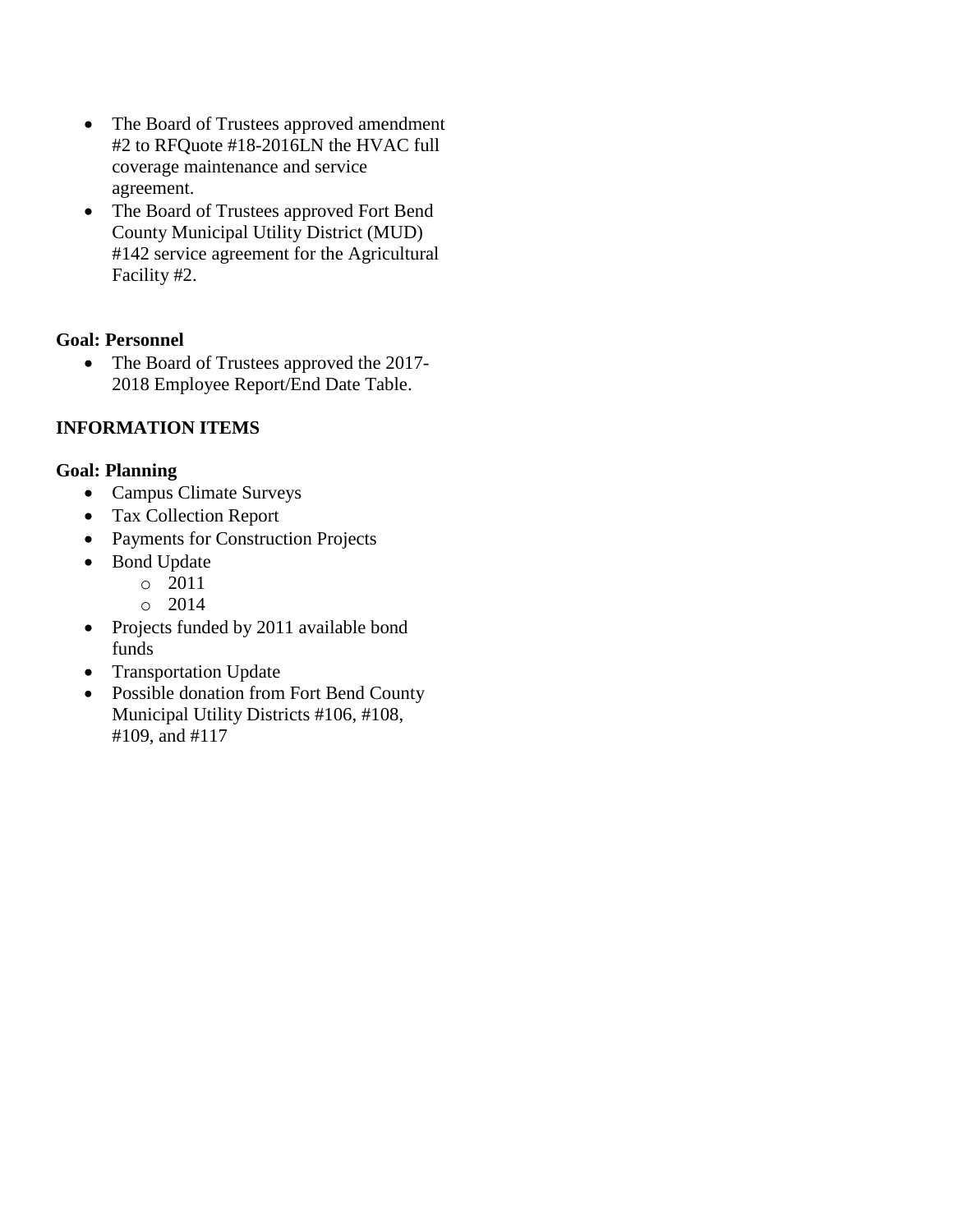- The Board of Trustees approved amendment #2 to RFQuote #18-2016LN the HVAC full coverage maintenance and service agreement.
- The Board of Trustees approved Fort Bend County Municipal Utility District (MUD) #142 service agreement for the Agricultural Facility #2.

**Goal: Personnel**

- The Board of Trustees approved the 2017-2018 Employee Report/End Date Table.

**INFORMATION ITEMS**

**Goal: Planning**

- Campus Climate Surveys
- Tax Collection Report
- Payments for Construction Projects
- Bond Update
  - 2011
  - 2014
- Projects funded by 2011 available bond funds
- Transportation Update
- Possible donation from Fort Bend County Municipal Utility Districts #106, #108, #109, and #117